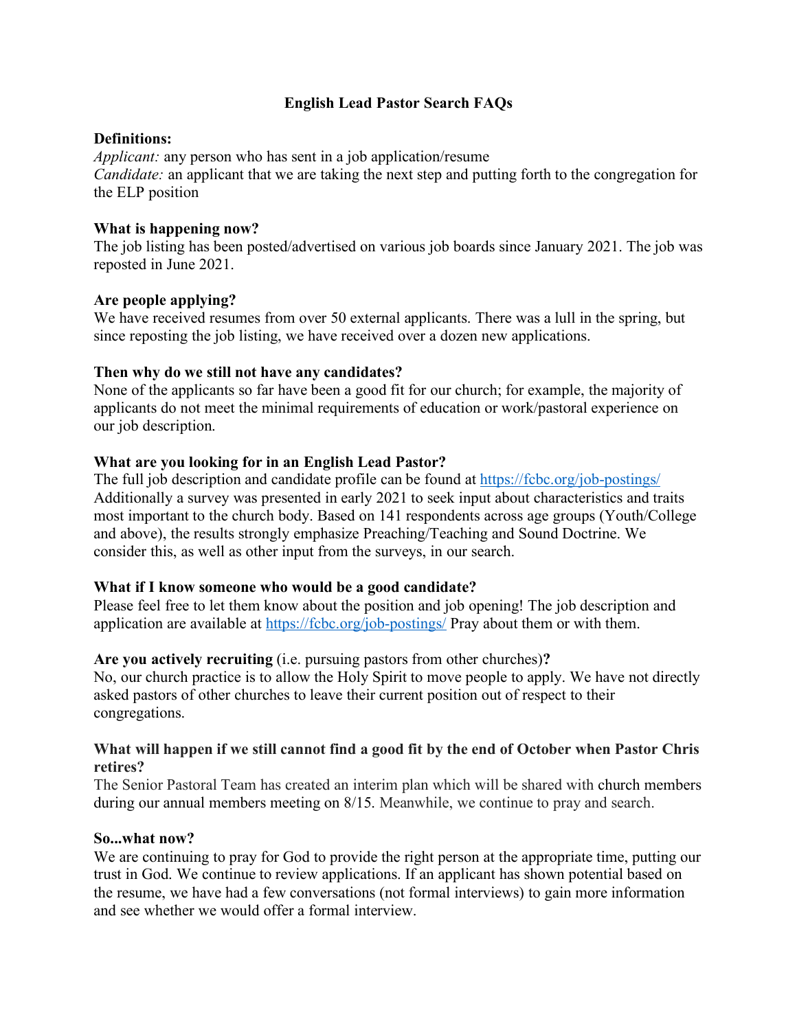# English Lead Pastor Search FAQs

**Definitions:**
*Applicant:* any person who has sent in a job application/resume
*Candidate:* an applicant that we are taking the next step and putting forth to the congregation for the ELP position

**What is happening now?**
The job listing has been posted/advertised on various job boards since January 2021. The job was reposted in June 2021.

**Are people applying?**
We have received resumes from over 50 external applicants. There was a lull in the spring, but since reposting the job listing, we have received over a dozen new applications.

**Then why do we still not have any candidates?**
None of the applicants so far have been a good fit for our church; for example, the majority of applicants do not meet the minimal requirements of education or work/pastoral experience on our job description.

**What are you looking for in an English Lead Pastor?**
The full job description and candidate profile can be found at https://fcbc.org/job-postings/ Additionally a survey was presented in early 2021 to seek input about characteristics and traits most important to the church body. Based on 141 respondents across age groups (Youth/College and above), the results strongly emphasize Preaching/Teaching and Sound Doctrine. We consider this, as well as other input from the surveys, in our search.

**What if I know someone who would be a good candidate?**
Please feel free to let them know about the position and job opening! The job description and application are available at https://fcbc.org/job-postings/ Pray about them or with them.

**Are you actively recruiting** (i.e. pursuing pastors from other churches)**?**
No, our church practice is to allow the Holy Spirit to move people to apply. We have not directly asked pastors of other churches to leave their current position out of respect to their congregations.

**What will happen if we still cannot find a good fit by the end of October when Pastor Chris retires?**
The Senior Pastoral Team has created an interim plan which will be shared with church members during our annual members meeting on 8/15. Meanwhile, we continue to pray and search.

**So...what now?**
We are continuing to pray for God to provide the right person at the appropriate time, putting our trust in God. We continue to review applications. If an applicant has shown potential based on the resume, we have had a few conversations (not formal interviews) to gain more information and see whether we would offer a formal interview.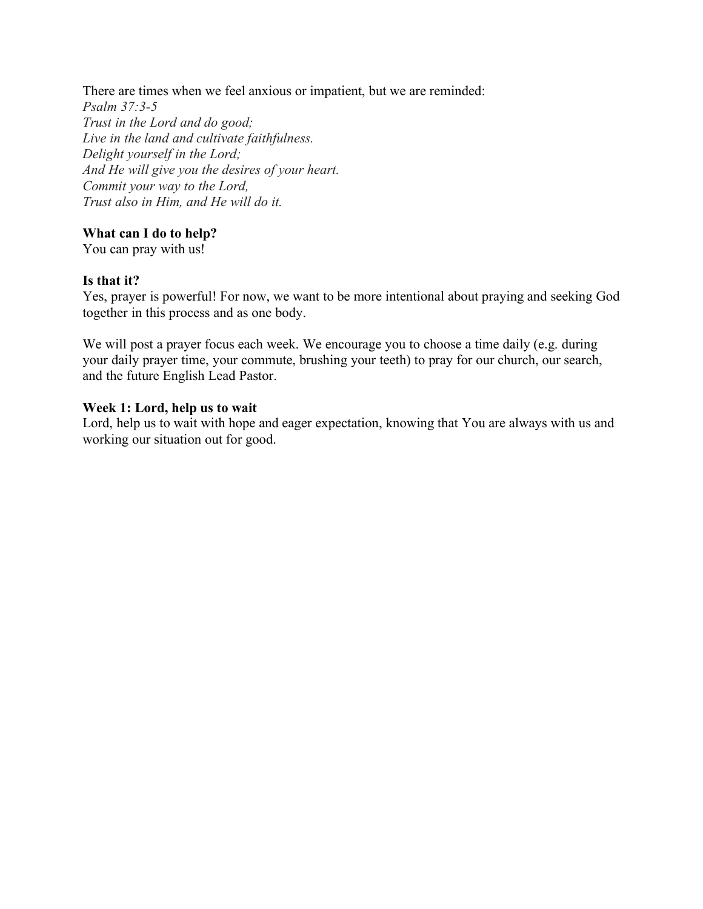There are times when we feel anxious or impatient, but we are reminded:
*Psalm 37:3-5*
*Trust in the Lord and do good;*
*Live in the land and cultivate faithfulness.*
*Delight yourself in the Lord;*
*And He will give you the desires of your heart.*
*Commit your way to the Lord,*
*Trust also in Him, and He will do it.*

**What can I do to help?**
You can pray with us!

**Is that it?**
Yes, prayer is powerful! For now, we want to be more intentional about praying and seeking God together in this process and as one body.

We will post a prayer focus each week. We encourage you to choose a time daily (e.g. during your daily prayer time, your commute, brushing your teeth) to pray for our church, our search, and the future English Lead Pastor.

**Week 1: Lord, help us to wait**
Lord, help us to wait with hope and eager expectation, knowing that You are always with us and working our situation out for good.